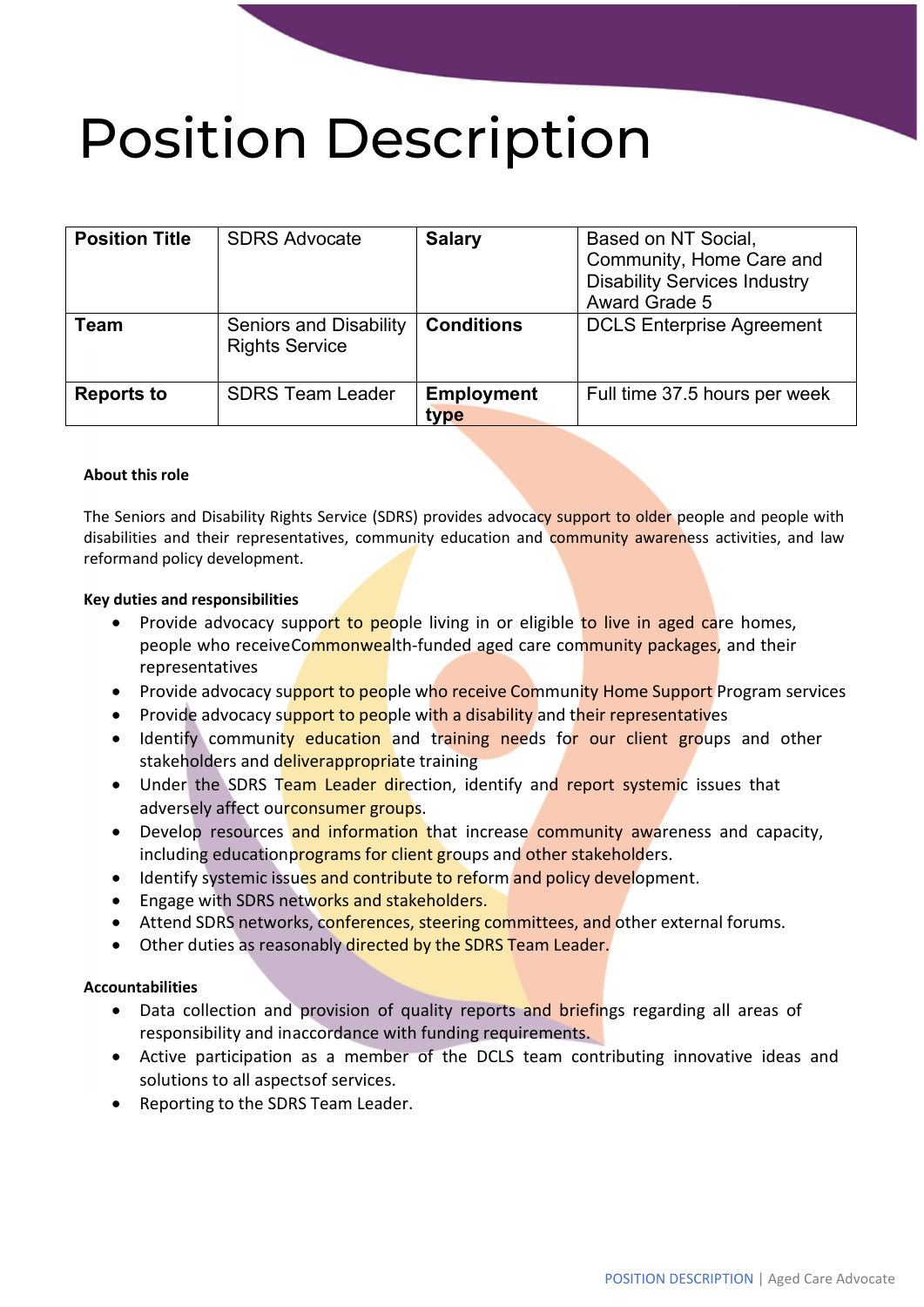# Position Description

| Position Title | SDRS Advocate | Salary | Based on NT Social, Community, Home Care and Disability Services Industry Award Grade 5 |
|---|---|---|---|
| Team | Seniors and Disability Rights Service | Conditions | DCLS Enterprise Agreement |
| Reports to | SDRS Team Leader | Employment type | Full time 37.5 hours per week |

**About this role**

The Seniors and Disability Rights Service (SDRS) provides advocacy support to older people and people with disabilities and their representatives, community education and community awareness activities, and law reformand policy development.

**Key duties and responsibilities**

- Provide advocacy support to people living in or eligible to live in aged care homes, people who receiveCommonwealth-funded aged care community packages, and their representatives
- Provide advocacy support to people who receive Community Home Support Program services
- Provide advocacy support to people with a disability and their representatives
- Identify community education and training needs for our client groups and other stakeholders and deliverappropriate training
- Under the SDRS Team Leader direction, identify and report systemic issues that adversely affect ourconsumer groups.
- Develop resources and information that increase community awareness and capacity, including educationprograms for client groups and other stakeholders.
- Identify systemic issues and contribute to reform and policy development.
- Engage with SDRS networks and stakeholders.
- Attend SDRS networks, conferences, steering committees, and other external forums.
- Other duties as reasonably directed by the SDRS Team Leader.

**Accountabilities**

- Data collection and provision of quality reports and briefings regarding all areas of responsibility and inaccordance with funding requirements.
- Active participation as a member of the DCLS team contributing innovative ideas and solutions to all aspectsof services.
- Reporting to the SDRS Team Leader.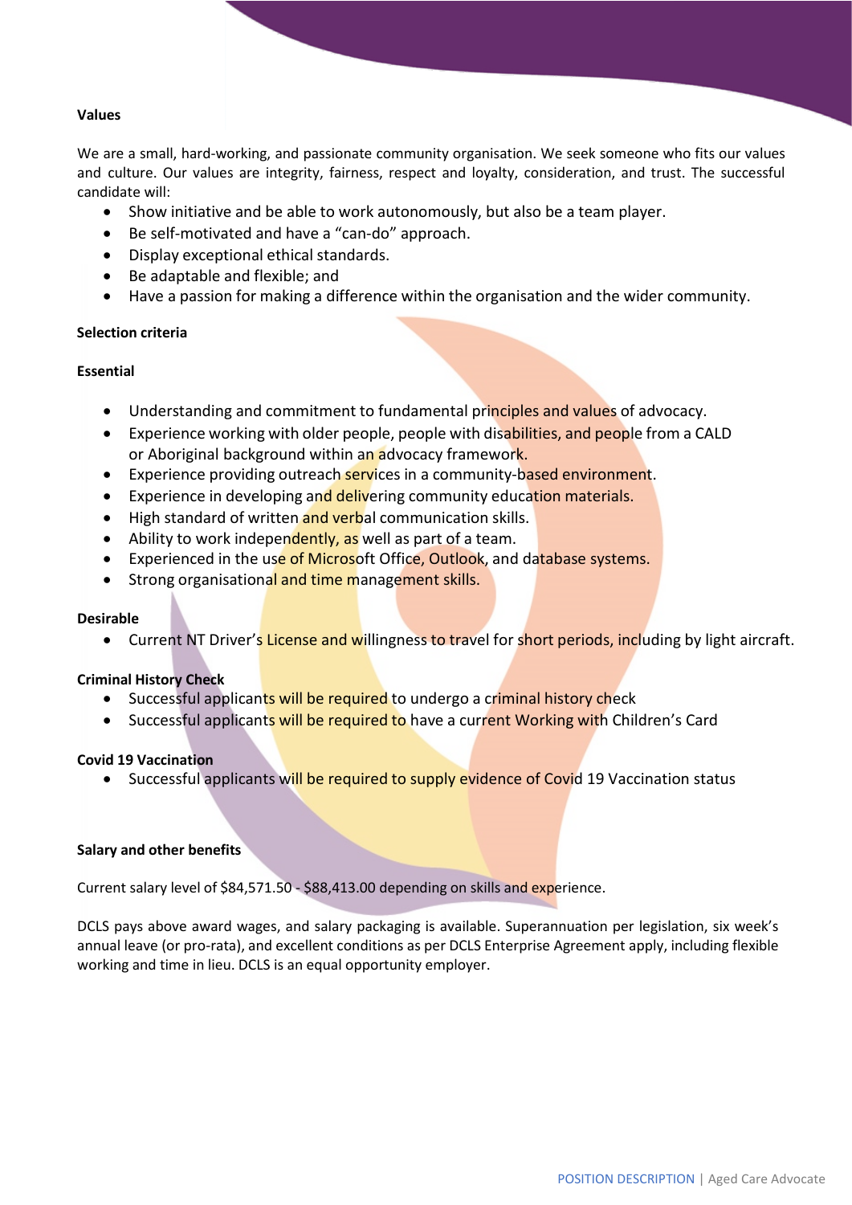**Values**

We are a small, hard-working, and passionate community organisation. We seek someone who fits our values and culture. Our values are integrity, fairness, respect and loyalty, consideration, and trust. The successful candidate will:

- Show initiative and be able to work autonomously, but also be a team player.
- Be self-motivated and have a "can-do" approach.
- Display exceptional ethical standards.
- Be adaptable and flexible; and
- Have a passion for making a difference within the organisation and the wider community.

**Selection criteria**

**Essential**

- Understanding and commitment to fundamental principles and values of advocacy.
- Experience working with older people, people with disabilities, and people from a CALD or Aboriginal background within an advocacy framework.
- Experience providing outreach services in a community-based environment.
- Experience in developing and delivering community education materials.
- High standard of written and verbal communication skills.
- Ability to work independently, as well as part of a team.
- Experienced in the use of Microsoft Office, Outlook, and database systems.
- Strong organisational and time management skills.

**Desirable**

- Current NT Driver's License and willingness to travel for short periods, including by light aircraft.

**Criminal History Check**

- Successful applicants will be required to undergo a criminal history check
- Successful applicants will be required to have a current Working with Children's Card

**Covid 19 Vaccination**

- Successful applicants will be required to supply evidence of Covid 19 Vaccination status

**Salary and other benefits**

Current salary level of $84,571.50 - $88,413.00 depending on skills and experience.

DCLS pays above award wages, and salary packaging is available. Superannuation per legislation, six week's annual leave (or pro-rata), and excellent conditions as per DCLS Enterprise Agreement apply, including flexible working and time in lieu. DCLS is an equal opportunity employer.